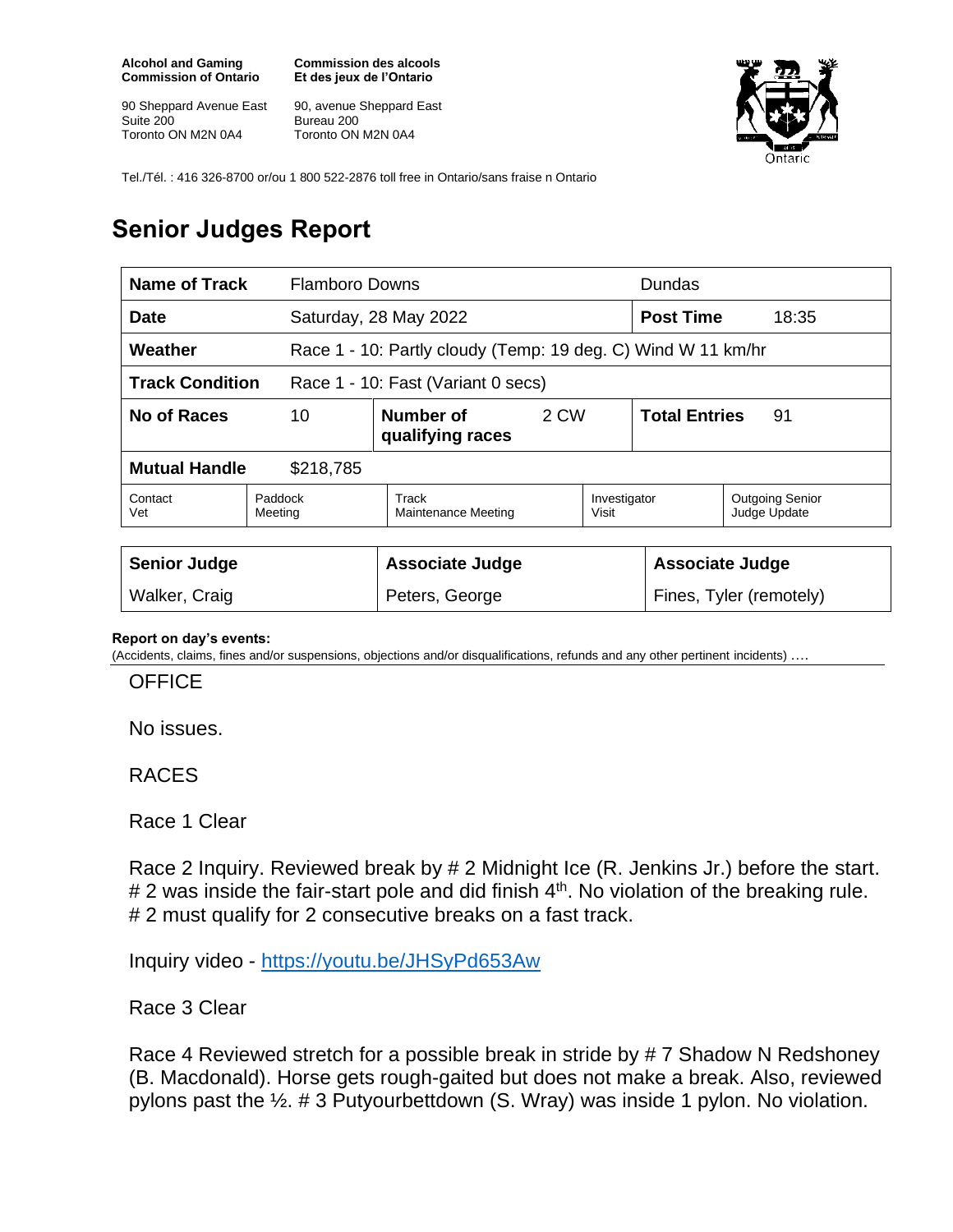**Alcohol and Gaming Commission of Ontario**

90 Sheppard Avenue East
Suite 200
Toronto ON M2N 0A4

**Commission des alcools Et des jeux de l'Ontario**

90, avenue Sheppard East
Bureau 200
Toronto ON M2N 0A4

Tel./Tél. : 416 326-8700 or/ou 1 800 522-2876 toll free in Ontario/sans fraise n Ontario

# Senior Judges Report

| **Name of Track** | Flamboro Downs | | Dundas | |
|---|---|---|---|---|
| **Date** | Saturday, 28 May 2022 | | **Post Time** | 18:35 |
| **Weather** | Race 1 - 10: Partly cloudy (Temp: 19 deg. C) Wind W 11 km/hr | | | |
| **Track Condition** | Race 1 - 10: Fast (Variant 0 secs) | | | |
| **No of Races** | 10 | **Number of qualifying races** 2 CW | **Total Entries** | 91 |
| **Mutual Handle** | $218,785 | | | |

| Contact Vet | Paddock Meeting | Track Maintenance Meeting | Investigator Visit | Outgoing Senior Judge Update |
|---|---|---|---|---|

| **Senior Judge** | **Associate Judge** | **Associate Judge** |
|---|---|---|
| Walker, Craig | Peters, George | Fines, Tyler (remotely) |

**Report on day's events:**
(Accidents, claims, fines and/or suspensions, objections and/or disqualifications, refunds and any other pertinent incidents) ….

OFFICE

No issues.

RACES

Race 1 Clear

Race 2 Inquiry. Reviewed break by # 2 Midnight Ice (R. Jenkins Jr.) before the start. # 2 was inside the fair-start pole and did finish 4th. No violation of the breaking rule. # 2 must qualify for 2 consecutive breaks on a fast track.

Inquiry video - https://youtu.be/JHSyPd653Aw

Race 3 Clear

Race 4 Reviewed stretch for a possible break in stride by # 7 Shadow N Redshoney (B. Macdonald). Horse gets rough-gaited but does not make a break. Also, reviewed pylons past the ½. # 3 Putyourbettdown (S. Wray) was inside 1 pylon. No violation.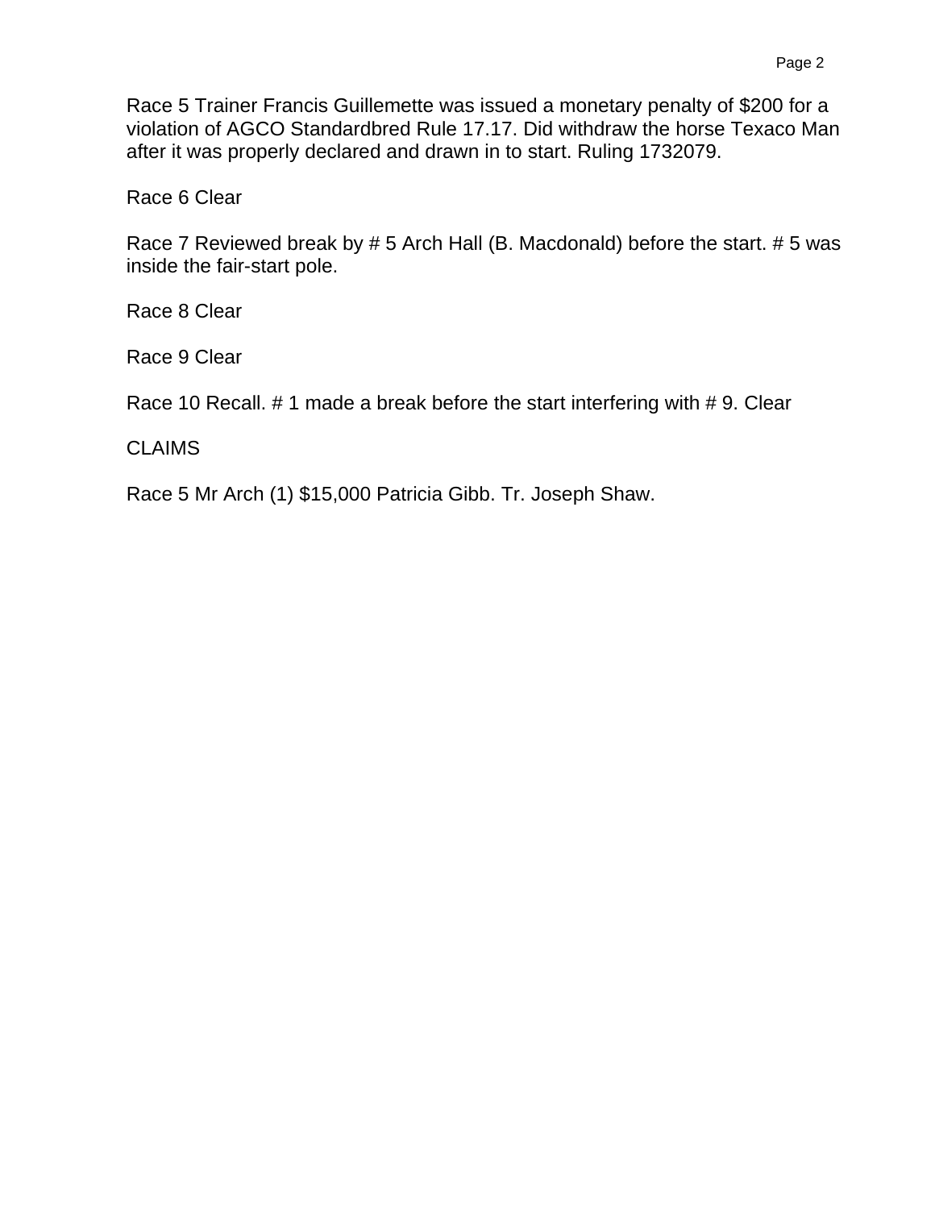Race 5 Trainer Francis Guillemette was issued a monetary penalty of $200 for a violation of AGCO Standardbred Rule 17.17. Did withdraw the horse Texaco Man after it was properly declared and drawn in to start. Ruling 1732079.

Race 6 Clear

Race 7 Reviewed break by # 5 Arch Hall (B. Macdonald) before the start. # 5 was inside the fair-start pole.

Race 8 Clear

Race 9 Clear

Race 10 Recall. # 1 made a break before the start interfering with # 9. Clear

CLAIMS

Race 5 Mr Arch (1) $15,000 Patricia Gibb. Tr. Joseph Shaw.